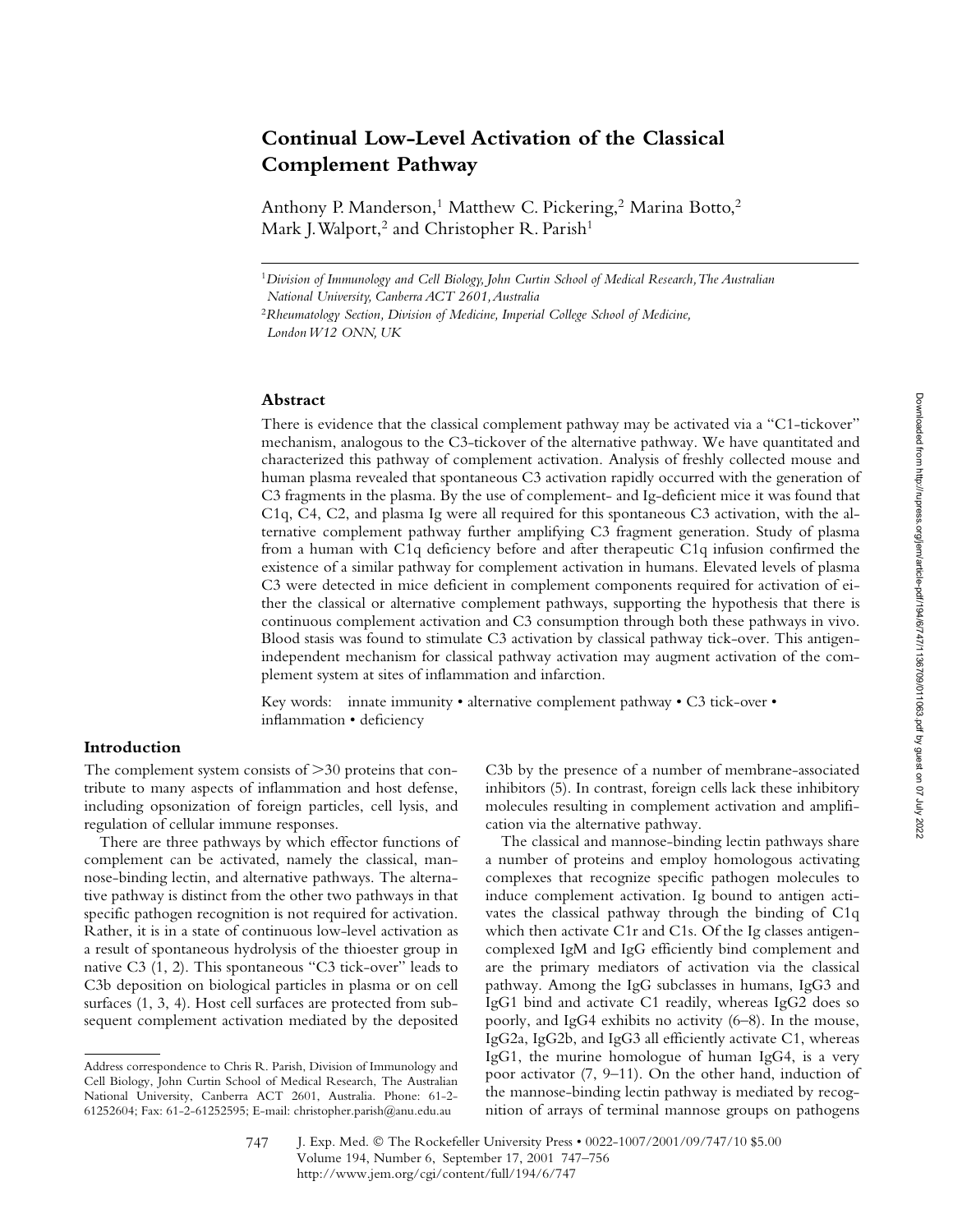# Continual Low-Level Activation of the Classical Complement Pathway

Anthony P. Manderson,[1] Matthew C. Pickering,[2] Marina Botto,[2] Mark J. Walport,[2] and Christopher R. Parish[1]

[1]*Division of Immunology and Cell Biology, John Curtin School of Medical Research, The Australian National University, Canberra ACT 2601, Australia*

[2]*Rheumatology Section, Division of Medicine, Imperial College School of Medicine, London W12 ONN, UK*

## Abstract

There is evidence that the classical complement pathway may be activated via a "C1-tickover" mechanism, analogous to the C3-tickover of the alternative pathway. We have quantitated and characterized this pathway of complement activation. Analysis of freshly collected mouse and human plasma revealed that spontaneous C3 activation rapidly occurred with the generation of C3 fragments in the plasma. By the use of complement- and Ig-deficient mice it was found that C1q, C4, C2, and plasma Ig were all required for this spontaneous C3 activation, with the alternative complement pathway further amplifying C3 fragment generation. Study of plasma from a human with C1q deficiency before and after therapeutic C1q infusion confirmed the existence of a similar pathway for complement activation in humans. Elevated levels of plasma C3 were detected in mice deficient in complement components required for activation of either the classical or alternative complement pathways, supporting the hypothesis that there is continuous complement activation and C3 consumption through both these pathways in vivo. Blood stasis was found to stimulate C3 activation by classical pathway tick-over. This antigen-independent mechanism for classical pathway activation may augment activation of the complement system at sites of inflammation and infarction.

Key words: innate immunity • alternative complement pathway • C3 tick-over • inflammation • deficiency

## Introduction

The complement system consists of >30 proteins that contribute to many aspects of inflammation and host defense, including opsonization of foreign particles, cell lysis, and regulation of cellular immune responses.

There are three pathways by which effector functions of complement can be activated, namely the classical, mannose-binding lectin, and alternative pathways. The alternative pathway is distinct from the other two pathways in that specific pathogen recognition is not required for activation. Rather, it is in a state of continuous low-level activation as a result of spontaneous hydrolysis of the thioester group in native C3 (1, 2). This spontaneous "C3 tick-over" leads to C3b deposition on biological particles in plasma or on cell surfaces (1, 3, 4). Host cell surfaces are protected from subsequent complement activation mediated by the deposited C3b by the presence of a number of membrane-associated inhibitors (5). In contrast, foreign cells lack these inhibitory molecules resulting in complement activation and amplification via the alternative pathway.

The classical and mannose-binding lectin pathways share a number of proteins and employ homologous activating complexes that recognize specific pathogen molecules to induce complement activation. Ig bound to antigen activates the classical pathway through the binding of C1q which then activate C1r and C1s. Of the Ig classes antigen-complexed IgM and IgG efficiently bind complement and are the primary mediators of activation via the classical pathway. Among the IgG subclasses in humans, IgG3 and IgG1 bind and activate C1 readily, whereas IgG2 does so poorly, and IgG4 exhibits no activity (6–8). In the mouse, IgG2a, IgG2b, and IgG3 all efficiently activate C1, whereas IgG1, the murine homologue of human IgG4, is a very poor activator (7, 9–11). On the other hand, induction of the mannose-binding lectin pathway is mediated by recognition of arrays of terminal mannose groups on pathogens

Address correspondence to Chris R. Parish, Division of Immunology and Cell Biology, John Curtin School of Medical Research, The Australian National University, Canberra ACT 2601, Australia. Phone: 61-2-61252604; Fax: 61-2-61252595; E-mail: christopher.parish@anu.edu.au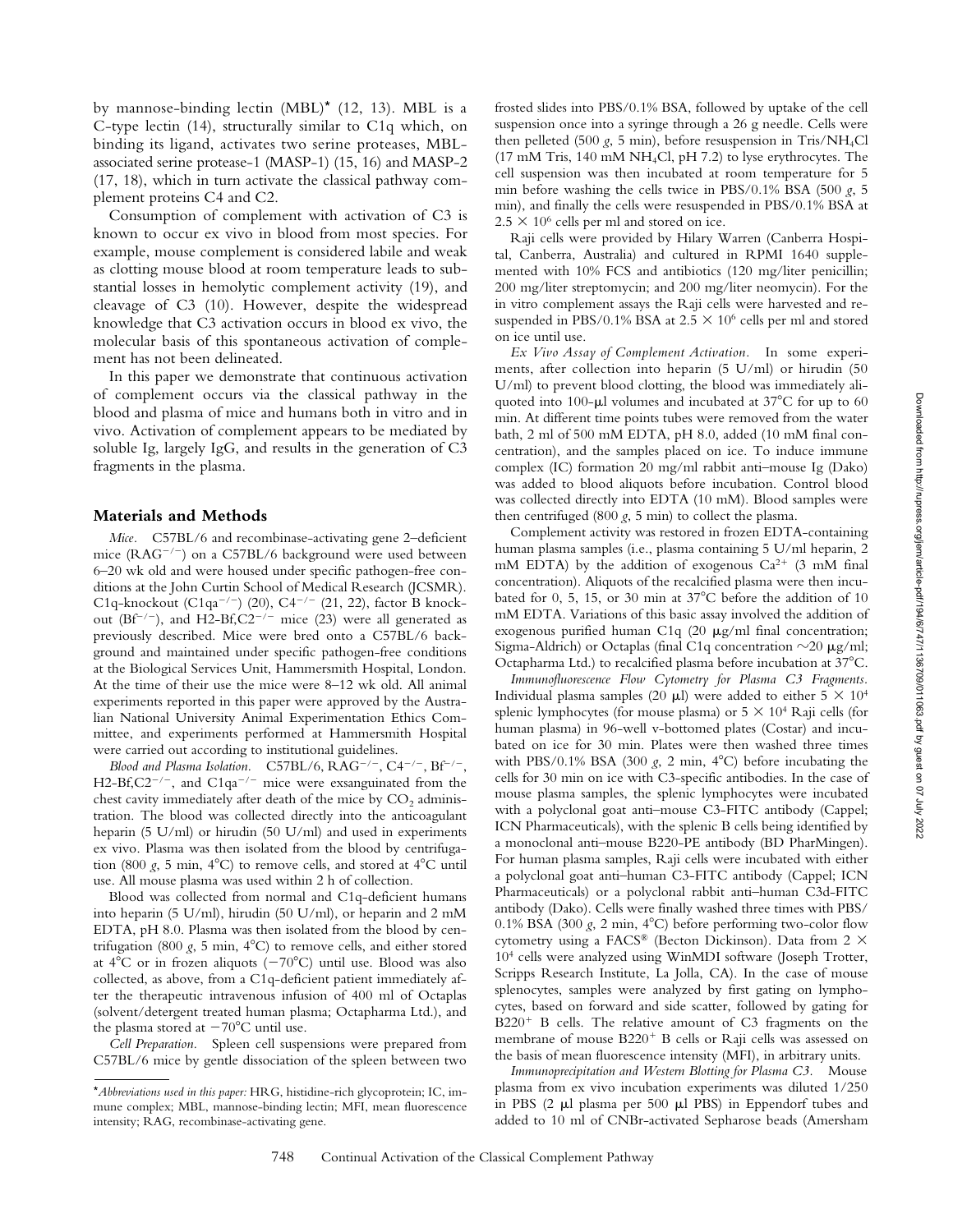by mannose-binding lectin (MBL)* (12, 13). MBL is a C-type lectin (14), structurally similar to C1q which, on binding its ligand, activates two serine proteases, MBL-associated serine protease-1 (MASP-1) (15, 16) and MASP-2 (17, 18), which in turn activate the classical pathway complement proteins C4 and C2.

Consumption of complement with activation of C3 is known to occur ex vivo in blood from most species. For example, mouse complement is considered labile and weak as clotting mouse blood at room temperature leads to substantial losses in hemolytic complement activity (19), and cleavage of C3 (10). However, despite the widespread knowledge that C3 activation occurs in blood ex vivo, the molecular basis of this spontaneous activation of complement has not been delineated.

In this paper we demonstrate that continuous activation of complement occurs via the classical pathway in the blood and plasma of mice and humans both in vitro and in vivo. Activation of complement appears to be mediated by soluble Ig, largely IgG, and results in the generation of C3 fragments in the plasma.

## Materials and Methods

*Mice.* C57BL/6 and recombinase-activating gene 2–deficient mice ($RAG^{-/-}$) on a C57BL/6 background were used between 6–20 wk old and were housed under specific pathogen-free conditions at the John Curtin School of Medical Research (JCSMR). C1q-knockout ($C1qa^{-/-}$) (20), $C4^{-/-}$ (21, 22), factor B knockout ($Bf^{-/-}$), and H2-Bf,$C2^{-/-}$ mice (23) were all generated as previously described. Mice were bred onto a C57BL/6 background and maintained under specific pathogen-free conditions at the Biological Services Unit, Hammersmith Hospital, London. At the time of their use the mice were 8–12 wk old. All animal experiments reported in this paper were approved by the Australian National University Animal Experimentation Ethics Committee, and experiments performed at Hammersmith Hospital were carried out according to institutional guidelines.

*Blood and Plasma Isolation.* C57BL/6, $RAG^{-/-}$, $C4^{-/-}$, $Bf^{-/-}$, H2-Bf,$C2^{-/-}$, and $C1qa^{-/-}$ mice were exsanguinated from the chest cavity immediately after death of the mice by $CO_2$ administration. The blood was collected directly into the anticoagulant heparin (5 U/ml) or hirudin (50 U/ml) and used in experiments ex vivo. Plasma was then isolated from the blood by centrifugation (800 *g*, 5 min, 4°C) to remove cells, and stored at 4°C until use. All mouse plasma was used within 2 h of collection.

Blood was collected from normal and C1q-deficient humans into heparin (5 U/ml), hirudin (50 U/ml), or heparin and 2 mM EDTA, pH 8.0. Plasma was then isolated from the blood by centrifugation (800 *g*, 5 min, 4°C) to remove cells, and either stored at 4°C or in frozen aliquots (−70°C) until use. Blood was also collected, as above, from a C1q-deficient patient immediately after the therapeutic intravenous infusion of 400 ml of Octaplas (solvent/detergent treated human plasma; Octapharma Ltd.), and the plasma stored at −70°C until use.

*Cell Preparation.* Spleen cell suspensions were prepared from C57BL/6 mice by gentle dissociation of the spleen between two frosted slides into PBS/0.1% BSA, followed by uptake of the cell suspension once into a syringe through a 26 g needle. Cells were then pelleted (500 *g*, 5 min), before resuspension in Tris/$NH_4Cl$ (17 mM Tris, 140 mM $NH_4Cl$, pH 7.2) to lyse erythrocytes. The cell suspension was then incubated at room temperature for 5 min before washing the cells twice in PBS/0.1% BSA (500 *g*, 5 min), and finally the cells were resuspended in PBS/0.1% BSA at $2.5 \times 10^6$ cells per ml and stored on ice.

Raji cells were provided by Hilary Warren (Canberra Hospital, Canberra, Australia) and cultured in RPMI 1640 supplemented with 10% FCS and antibiotics (120 mg/liter penicillin; 200 mg/liter streptomycin; and 200 mg/liter neomycin). For the in vitro complement assays the Raji cells were harvested and resuspended in PBS/0.1% BSA at $2.5 \times 10^6$ cells per ml and stored on ice until use.

*Ex Vivo Assay of Complement Activation.* In some experiments, after collection into heparin (5 U/ml) or hirudin (50 U/ml) to prevent blood clotting, the blood was immediately aliquoted into 100-μl volumes and incubated at 37°C for up to 60 min. At different time points tubes were removed from the water bath, 2 ml of 500 mM EDTA, pH 8.0, added (10 mM final concentration), and the samples placed on ice. To induce immune complex (IC) formation 20 mg/ml rabbit anti–mouse Ig (Dako) was added to blood aliquots before incubation. Control blood was collected directly into EDTA (10 mM). Blood samples were then centrifuged (800 *g*, 5 min) to collect the plasma.

Complement activity was restored in frozen EDTA-containing human plasma samples (i.e., plasma containing 5 U/ml heparin, 2 mM EDTA) by the addition of exogenous $Ca^{2+}$ (3 mM final concentration). Aliquots of the recalcified plasma were then incubated for 0, 5, 15, or 30 min at 37°C before the addition of 10 mM EDTA. Variations of this basic assay involved the addition of exogenous purified human C1q (20 μg/ml final concentration; Sigma-Aldrich) or Octaplas (final C1q concentration ~20 μg/ml; Octapharma Ltd.) to recalcified plasma before incubation at 37°C.

*Immunofluorescence Flow Cytometry for Plasma C3 Fragments.* Individual plasma samples (20 μl) were added to either $5 \times 10^4$ splenic lymphocytes (for mouse plasma) or $5 \times 10^4$ Raji cells (for human plasma) in 96-well v-bottomed plates (Costar) and incubated on ice for 30 min. Plates were then washed three times with PBS/0.1% BSA (300 *g*, 2 min, 4°C) before incubating the cells for 30 min on ice with C3-specific antibodies. In the case of mouse plasma samples, the splenic lymphocytes were incubated with a polyclonal goat anti–mouse C3-FITC antibody (Cappel; ICN Pharmaceuticals), with the splenic B cells being identified by a monoclonal anti–mouse B220-PE antibody (BD PharMingen). For human plasma samples, Raji cells were incubated with either a polyclonal goat anti–human C3-FITC antibody (Cappel; ICN Pharmaceuticals) or a polyclonal rabbit anti–human C3d-FITC antibody (Dako). Cells were finally washed three times with PBS/0.1% BSA (300 *g*, 2 min, 4°C) before performing two-color flow cytometry using a FACS® (Becton Dickinson). Data from $2 \times 10^4$ cells were analyzed using WinMDI software (Joseph Trotter, Scripps Research Institute, La Jolla, CA). In the case of mouse splenocytes, samples were analyzed by first gating on lymphocytes, based on forward and side scatter, followed by gating for $B220^+$ B cells. The relative amount of C3 fragments on the membrane of mouse $B220^+$ B cells or Raji cells was assessed on the basis of mean fluorescence intensity (MFI), in arbitrary units.

*Immunoprecipitation and Western Blotting for Plasma C3.* Mouse plasma from ex vivo incubation experiments was diluted 1/250 in PBS (2 μl plasma per 500 μl PBS) in Eppendorf tubes and added to 10 ml of CNBr-activated Sepharose beads (Amersham

*Abbreviations used in this paper:* HRG, histidine-rich glycoprotein; IC, immune complex; MBL, mannose-binding lectin; MFI, mean fluorescence intensity; RAG, recombinase-activating gene.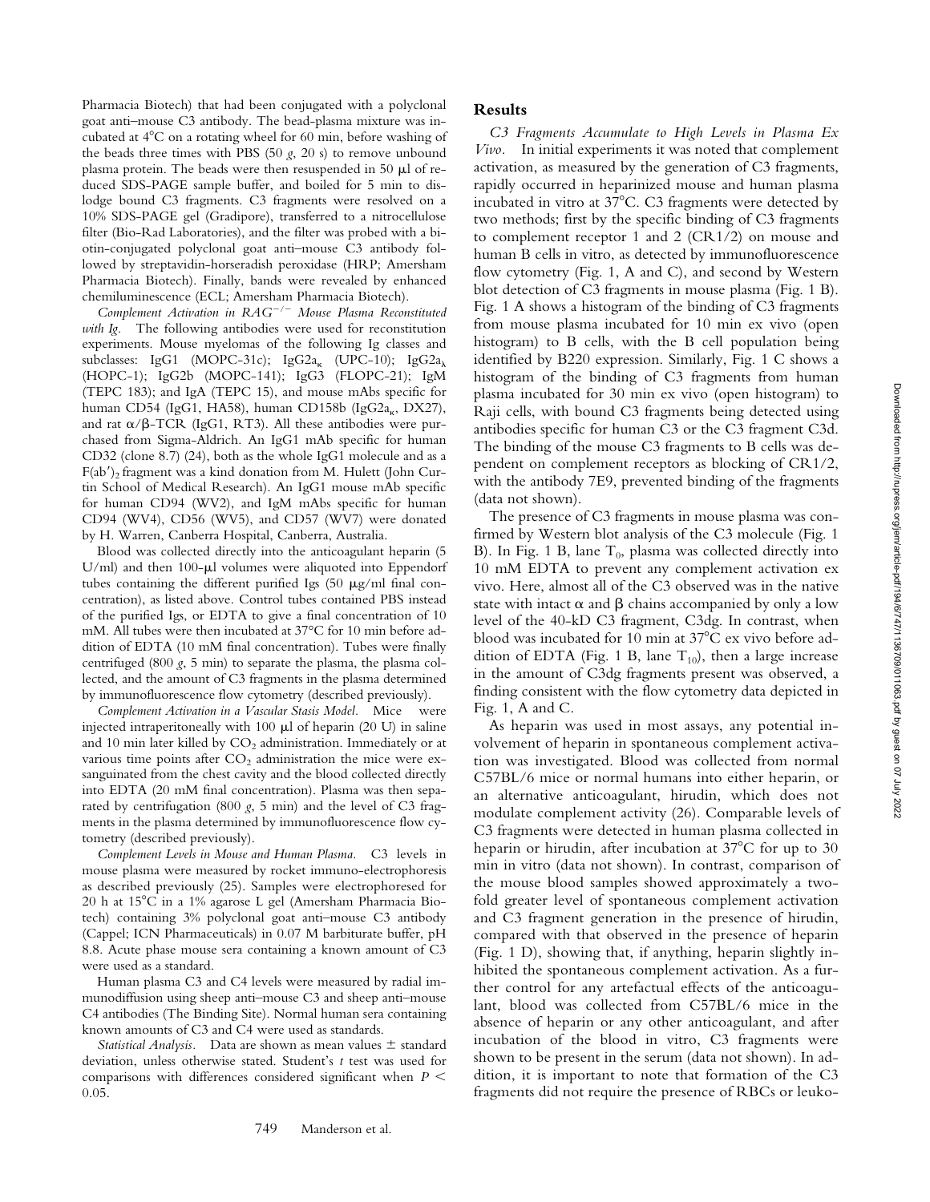Pharmacia Biotech) that had been conjugated with a polyclonal goat anti–mouse C3 antibody. The bead-plasma mixture was incubated at 4°C on a rotating wheel for 60 min, before washing of the beads three times with PBS (50 *g*, 20 s) to remove unbound plasma protein. The beads were then resuspended in 50 μl of reduced SDS-PAGE sample buffer, and boiled for 5 min to dislodge bound C3 fragments. C3 fragments were resolved on a 10% SDS-PAGE gel (Gradipore), transferred to a nitrocellulose filter (Bio-Rad Laboratories), and the filter was probed with a biotin-conjugated polyclonal goat anti–mouse C3 antibody followed by streptavidin-horseradish peroxidase (HRP; Amersham Pharmacia Biotech). Finally, bands were revealed by enhanced chemiluminescence (ECL; Amersham Pharmacia Biotech).

*Complement Activation in $RAG^{-/-}$ Mouse Plasma Reconstituted with Ig.* The following antibodies were used for reconstitution experiments. Mouse myelomas of the different Ig classes and subclasses: IgG1 (MOPC-31c); $IgG2a_{\kappa}$ (UPC-10); $IgG2a_{\lambda}$ (HOPC-1); IgG2b (MOPC-141); IgG3 (FLOPC-21); IgM (TEPC 183); and IgA (TEPC 15), and mouse mAbs specific for human CD54 (IgG1, HA58), human CD158b ($IgG2a_{\kappa}$, DX27), and rat α/β-TCR (IgG1, RT3). All these antibodies were purchased from Sigma-Aldrich. An IgG1 mAb specific for human CD32 (clone 8.7) (24), both as the whole IgG1 molecule and as a $F(ab')_2$ fragment was a kind donation from M. Hulett (John Curtin School of Medical Research). An IgG1 mouse mAb specific for human CD94 (WV2), and IgM mAbs specific for human CD94 (WV4), CD56 (WV5), and CD57 (WV7) were donated by H. Warren, Canberra Hospital, Canberra, Australia.

Blood was collected directly into the anticoagulant heparin (5 U/ml) and then 100-μl volumes were aliquoted into Eppendorf tubes containing the different purified Igs (50 μg/ml final concentration), as listed above. Control tubes contained PBS instead of the purified Igs, or EDTA to give a final concentration of 10 mM. All tubes were then incubated at 37°C for 10 min before addition of EDTA (10 mM final concentration). Tubes were finally centrifuged (800 *g*, 5 min) to separate the plasma, the plasma collected, and the amount of C3 fragments in the plasma determined by immunofluorescence flow cytometry (described previously).

*Complement Activation in a Vascular Stasis Model.* Mice were injected intraperitoneally with 100 μl of heparin (20 U) in saline and 10 min later killed by $CO_2$ administration. Immediately or at various time points after $CO_2$ administration the mice were exsanguinated from the chest cavity and the blood collected directly into EDTA (20 mM final concentration). Plasma was then separated by centrifugation (800 *g*, 5 min) and the level of C3 fragments in the plasma determined by immunofluorescence flow cytometry (described previously).

*Complement Levels in Mouse and Human Plasma.* C3 levels in mouse plasma were measured by rocket immuno-electrophoresis as described previously (25). Samples were electrophoresed for 20 h at 15°C in a 1% agarose L gel (Amersham Pharmacia Biotech) containing 3% polyclonal goat anti–mouse C3 antibody (Cappel; ICN Pharmaceuticals) in 0.07 M barbiturate buffer, pH 8.8. Acute phase mouse sera containing a known amount of C3 were used as a standard.

Human plasma C3 and C4 levels were measured by radial immunodiffusion using sheep anti–mouse C3 and sheep anti–mouse C4 antibodies (The Binding Site). Normal human sera containing known amounts of C3 and C4 were used as standards.

*Statistical Analysis.* Data are shown as mean values ± standard deviation, unless otherwise stated. Student's *t* test was used for comparisons with differences considered significant when $P < 0.05$.

## Results

*C3 Fragments Accumulate to High Levels in Plasma Ex Vivo.* In initial experiments it was noted that complement activation, as measured by the generation of C3 fragments, rapidly occurred in heparinized mouse and human plasma incubated in vitro at 37°C. C3 fragments were detected by two methods; first by the specific binding of C3 fragments to complement receptor 1 and 2 (CR1/2) on mouse and human B cells in vitro, as detected by immunofluorescence flow cytometry (Fig. 1, A and C), and second by Western blot detection of C3 fragments in mouse plasma (Fig. 1 B). Fig. 1 A shows a histogram of the binding of C3 fragments from mouse plasma incubated for 10 min ex vivo (open histogram) to B cells, with the B cell population being identified by B220 expression. Similarly, Fig. 1 C shows a histogram of the binding of C3 fragments from human plasma incubated for 30 min ex vivo (open histogram) to Raji cells, with bound C3 fragments being detected using antibodies specific for human C3 or the C3 fragment C3d. The binding of the mouse C3 fragments to B cells was dependent on complement receptors as blocking of CR1/2, with the antibody 7E9, prevented binding of the fragments (data not shown).

The presence of C3 fragments in mouse plasma was confirmed by Western blot analysis of the C3 molecule (Fig. 1 B). In Fig. 1 B, lane $T_0$, plasma was collected directly into 10 mM EDTA to prevent any complement activation ex vivo. Here, almost all of the C3 observed was in the native state with intact α and β chains accompanied by only a low level of the 40-kD C3 fragment, C3dg. In contrast, when blood was incubated for 10 min at 37°C ex vivo before addition of EDTA (Fig. 1 B, lane $T_{10}$), then a large increase in the amount of C3dg fragments present was observed, a finding consistent with the flow cytometry data depicted in Fig. 1, A and C.

As heparin was used in most assays, any potential involvement of heparin in spontaneous complement activation was investigated. Blood was collected from normal C57BL/6 mice or normal humans into either heparin, or an alternative anticoagulant, hirudin, which does not modulate complement activity (26). Comparable levels of C3 fragments were detected in human plasma collected in heparin or hirudin, after incubation at 37°C for up to 30 min in vitro (data not shown). In contrast, comparison of the mouse blood samples showed approximately a twofold greater level of spontaneous complement activation and C3 fragment generation in the presence of hirudin, compared with that observed in the presence of heparin (Fig. 1 D), showing that, if anything, heparin slightly inhibited the spontaneous complement activation. As a further control for any artefactual effects of the anticoagulant, blood was collected from C57BL/6 mice in the absence of heparin or any other anticoagulant, and after incubation of the blood in vitro, C3 fragments were shown to be present in the serum (data not shown). In addition, it is important to note that formation of the C3 fragments did not require the presence of RBCs or leuko-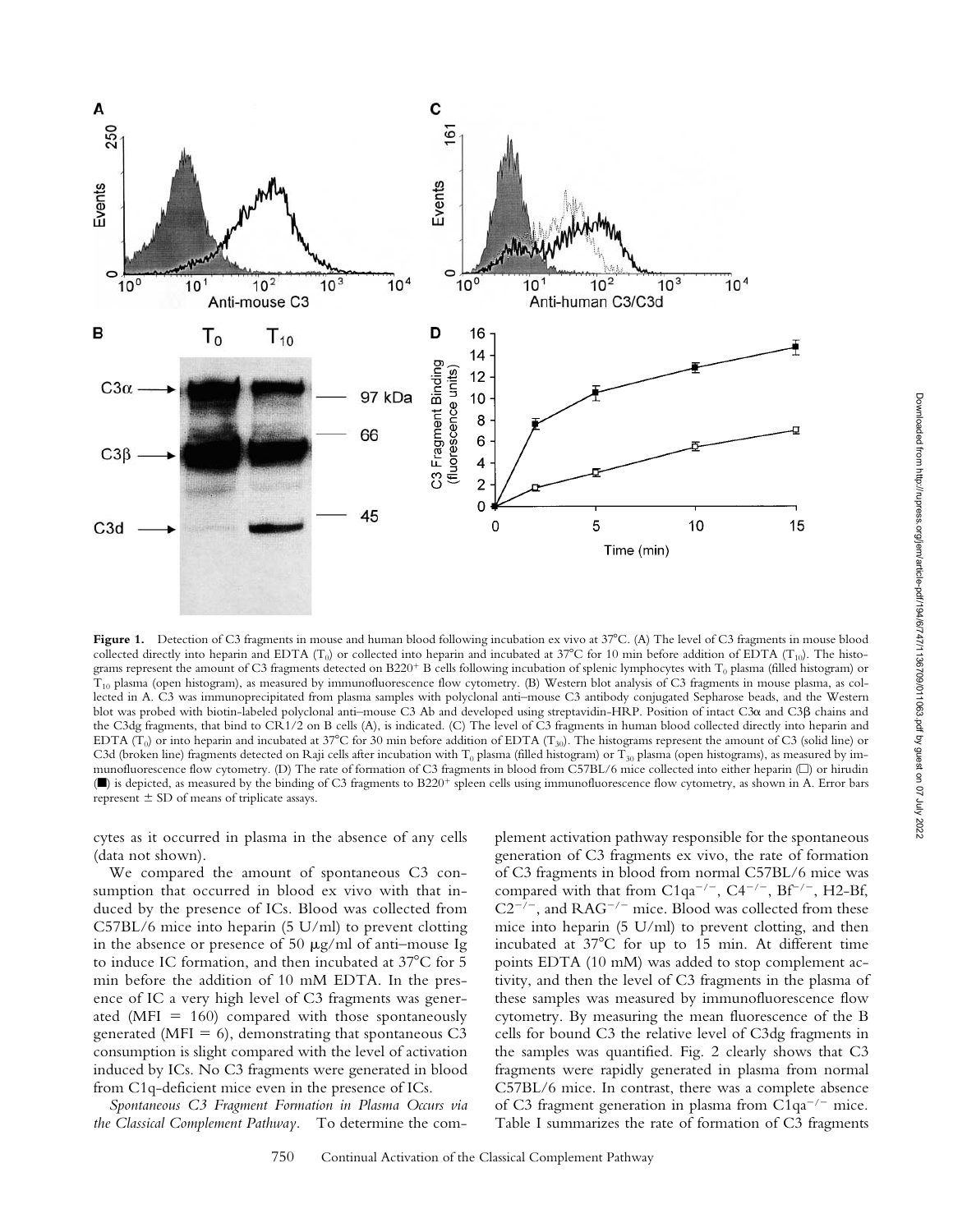**Figure 1.** Detection of C3 fragments in mouse and human blood following incubation ex vivo at 37°C. (A) The level of C3 fragments in mouse blood collected directly into heparin and EDTA ($T_0$) or collected into heparin and incubated at 37°C for 10 min before addition of EDTA ($T_{10}$). The histograms represent the amount of C3 fragments detected on B220$^+$ B cells following incubation of splenic lymphocytes with $T_0$ plasma (filled histogram) or $T_{10}$ plasma (open histogram), as measured by immunofluorescence flow cytometry. (B) Western blot analysis of C3 fragments in mouse plasma, as collected in A. C3 was immunoprecipitated from plasma samples with polyclonal anti–mouse C3 antibody conjugated Sepharose beads, and the Western blot was probed with biotin-labeled polyclonal anti–mouse C3 Ab and developed using streptavidin-HRP. Position of intact C3α and C3β chains and the C3dg fragments, that bind to CR1/2 on B cells (A), is indicated. (C) The level of C3 fragments in human blood collected directly into heparin and EDTA ($T_0$) or into heparin and incubated at 37°C for 30 min before addition of EDTA ($T_{30}$). The histograms represent the amount of C3 (solid line) or C3d (broken line) fragments detected on Raji cells after incubation with $T_0$ plasma (filled histogram) or $T_{30}$ plasma (open histograms), as measured by immunofluorescence flow cytometry. (D) The rate of formation of C3 fragments in blood from C57BL/6 mice collected into either heparin (□) or hirudin (■) is depicted, as measured by the binding of C3 fragments to B220$^+$ spleen cells using immunofluorescence flow cytometry, as shown in A. Error bars represent ± SD of means of triplicate assays.

cytes as it occurred in plasma in the absence of any cells (data not shown).

We compared the amount of spontaneous C3 consumption that occurred in blood ex vivo with that induced by the presence of ICs. Blood was collected from C57BL/6 mice into heparin (5 U/ml) to prevent clotting in the absence or presence of 50 μg/ml of anti–mouse Ig to induce IC formation, and then incubated at 37°C for 5 min before the addition of 10 mM EDTA. In the presence of IC a very high level of C3 fragments was generated (MFI = 160) compared with those spontaneously generated (MFI = 6), demonstrating that spontaneous C3 consumption is slight compared with the level of activation induced by ICs. No C3 fragments were generated in blood from C1q-deficient mice even in the presence of ICs.

*Spontaneous C3 Fragment Formation in Plasma Occurs via the Classical Complement Pathway.* To determine the complement activation pathway responsible for the spontaneous generation of C3 fragments ex vivo, the rate of formation of C3 fragments in blood from normal C57BL/6 mice was compared with that from C1qa$^{-/-}$, C4$^{-/-}$, Bf$^{-/-}$, H2-Bf, C2$^{-/-}$, and RAG$^{-/-}$ mice. Blood was collected from these mice into heparin (5 U/ml) to prevent clotting, and then incubated at 37°C for up to 15 min. At different time points EDTA (10 mM) was added to stop complement activity, and then the level of C3 fragments in the plasma of these samples was measured by immunofluorescence flow cytometry. By measuring the mean fluorescence of the B cells for bound C3 the relative level of C3dg fragments in the samples was quantified. Fig. 2 clearly shows that C3 fragments were rapidly generated in plasma from normal C57BL/6 mice. In contrast, there was a complete absence of C3 fragment generation in plasma from C1qa$^{-/-}$ mice. Table I summarizes the rate of formation of C3 fragments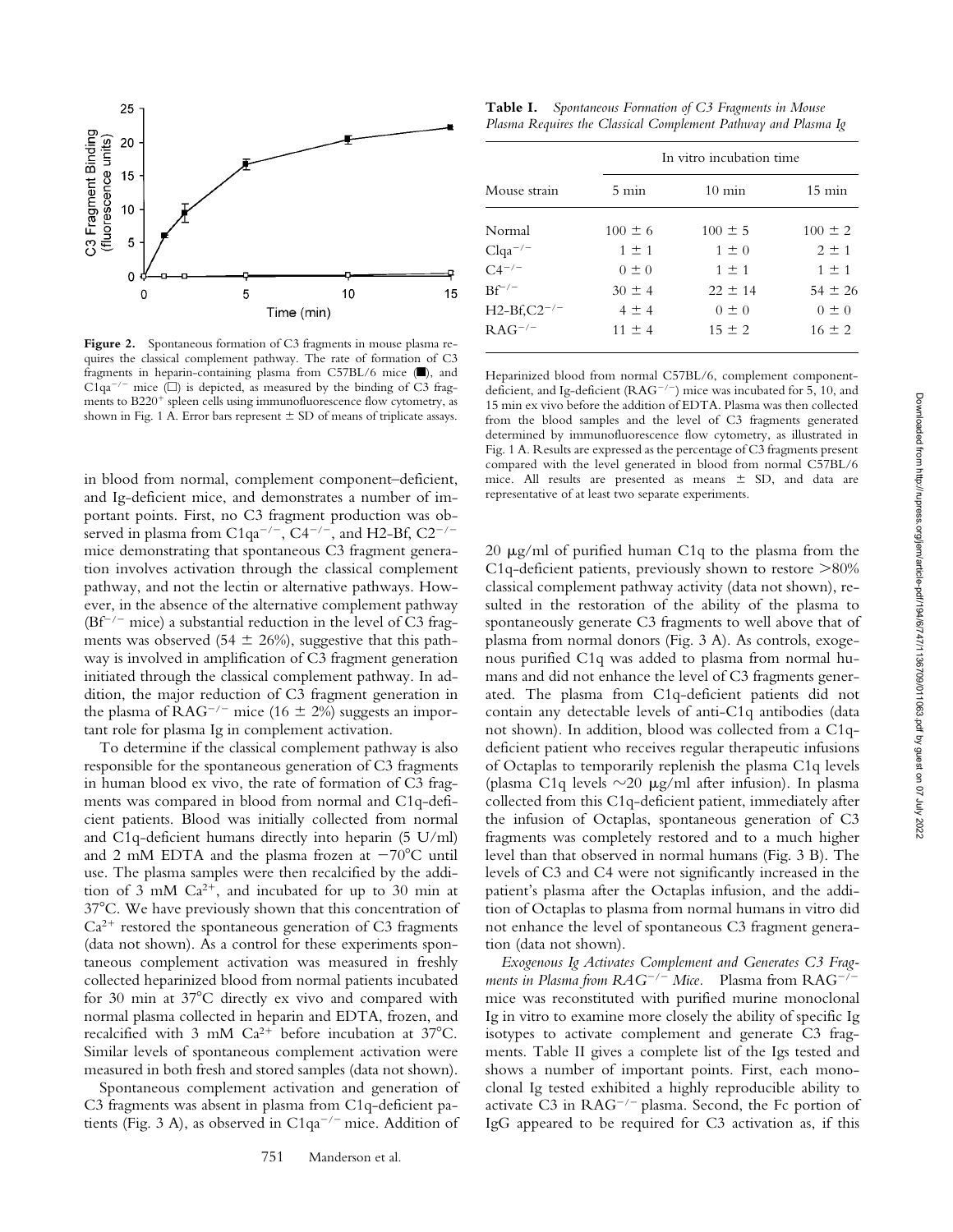**Figure 2.** Spontaneous formation of C3 fragments in mouse plasma requires the classical complement pathway. The rate of formation of C3 fragments in heparin-containing plasma from C57BL/6 mice (■), and $C1qa^{-/-}$ mice (□) is depicted, as measured by the binding of C3 fragments to $B220^{+}$ spleen cells using immunofluorescence flow cytometry, as shown in Fig. 1 A. Error bars represent ± SD of means of triplicate assays.

**Table I.** *Spontaneous Formation of C3 Fragments in Mouse Plasma Requires the Classical Complement Pathway and Plasma Ig*

| Mouse strain | In vitro incubation time | | |
|---|---|---|---|
| | 5 min | 10 min | 15 min |
| Normal | 100 ± 6 | 100 ± 5 | 100 ± 2 |
| $Clqa^{-/-}$ | 1 ± 1 | 1 ± 0 | 2 ± 1 |
| $C4^{-/-}$ | 0 ± 0 | 1 ± 1 | 1 ± 1 |
| $Bf^{-/-}$ | 30 ± 4 | 22 ± 14 | 54 ± 26 |
| H2-Bf,$C2^{-/-}$ | 4 ± 4 | 0 ± 0 | 0 ± 0 |
| $RAG^{-/-}$ | 11 ± 4 | 15 ± 2 | 16 ± 2 |

Heparinized blood from normal C57BL/6, complement component-deficient, and Ig-deficient ($RAG^{-/-}$) mice was incubated for 5, 10, and 15 min ex vivo before the addition of EDTA. Plasma was then collected from the blood samples and the level of C3 fragments generated determined by immunofluorescence flow cytometry, as illustrated in Fig. 1 A. Results are expressed as the percentage of C3 fragments present compared with the level generated in blood from normal C57BL/6 mice. All results are presented as means ± SD, and data are representative of at least two separate experiments.

in blood from normal, complement component–deficient, and Ig-deficient mice, and demonstrates a number of important points. First, no C3 fragment production was observed in plasma from $C1qa^{-/-}$, $C4^{-/-}$, and H2-Bf, $C2^{-/-}$ mice demonstrating that spontaneous C3 fragment generation involves activation through the classical complement pathway, and not the lectin or alternative pathways. However, in the absence of the alternative complement pathway ($Bf^{-/-}$ mice) a substantial reduction in the level of C3 fragments was observed (54 ± 26%), suggestive that this pathway is involved in amplification of C3 fragment generation initiated through the classical complement pathway. In addition, the major reduction of C3 fragment generation in the plasma of $RAG^{-/-}$ mice (16 ± 2%) suggests an important role for plasma Ig in complement activation.

To determine if the classical complement pathway is also responsible for the spontaneous generation of C3 fragments in human blood ex vivo, the rate of formation of C3 fragments was compared in blood from normal and C1q-deficient patients. Blood was initially collected from normal and C1q-deficient humans directly into heparin (5 U/ml) and 2 mM EDTA and the plasma frozen at −70°C until use. The plasma samples were then recalcified by the addition of 3 mM $Ca^{2+}$, and incubated for up to 30 min at 37°C. We have previously shown that this concentration of $Ca^{2+}$ restored the spontaneous generation of C3 fragments (data not shown). As a control for these experiments spontaneous complement activation was measured in freshly collected heparinized blood from normal patients incubated for 30 min at 37°C directly ex vivo and compared with normal plasma collected in heparin and EDTA, frozen, and recalcified with 3 mM $Ca^{2+}$ before incubation at 37°C. Similar levels of spontaneous complement activation were measured in both fresh and stored samples (data not shown).

Spontaneous complement activation and generation of C3 fragments was absent in plasma from C1q-deficient patients (Fig. 3 A), as observed in $C1qa^{-/-}$ mice. Addition of 20 μg/ml of purified human C1q to the plasma from the C1q-deficient patients, previously shown to restore >80% classical complement pathway activity (data not shown), resulted in the restoration of the ability of the plasma to spontaneously generate C3 fragments to well above that of plasma from normal donors (Fig. 3 A). As controls, exogenous purified C1q was added to plasma from normal humans and did not enhance the level of C3 fragments generated. The plasma from C1q-deficient patients did not contain any detectable levels of anti-C1q antibodies (data not shown). In addition, blood was collected from a C1q-deficient patient who receives regular therapeutic infusions of Octaplas to temporarily replenish the plasma C1q levels (plasma C1q levels ~20 μg/ml after infusion). In plasma collected from this C1q-deficient patient, immediately after the infusion of Octaplas, spontaneous generation of C3 fragments was completely restored and to a much higher level than that observed in normal humans (Fig. 3 B). The levels of C3 and C4 were not significantly increased in the patient's plasma after the Octaplas infusion, and the addition of Octaplas to plasma from normal humans in vitro did not enhance the level of spontaneous C3 fragment generation (data not shown).

*Exogenous Ig Activates Complement and Generates C3 Fragments in Plasma from $RAG^{-/-}$ Mice.* Plasma from $RAG^{-/-}$ mice was reconstituted with purified murine monoclonal Ig in vitro to examine more closely the ability of specific Ig isotypes to activate complement and generate C3 fragments. Table II gives a complete list of the Igs tested and shows a number of important points. First, each monoclonal Ig tested exhibited a highly reproducible ability to activate C3 in $RAG^{-/-}$ plasma. Second, the Fc portion of IgG appeared to be required for C3 activation as, if this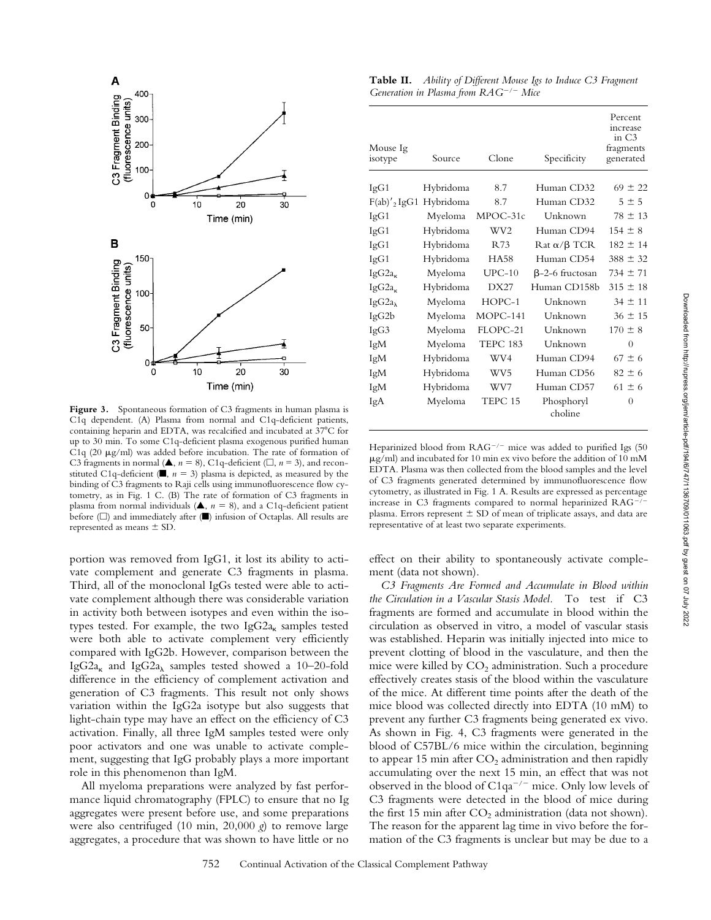**Figure 3.** Spontaneous formation of C3 fragments in human plasma is C1q dependent. (A) Plasma from normal and C1q-deficient patients, containing heparin and EDTA, was recalcified and incubated at 37°C for up to 30 min. To some C1q-deficient plasma exogenous purified human C1q (20 μg/ml) was added before incubation. The rate of formation of C3 fragments in normal (▲, $n = 8$), C1q-deficient (□, $n = 3$), and reconstituted C1q-deficient (■, $n = 3$) plasma is depicted, as measured by the binding of C3 fragments to Raji cells using immunofluorescence flow cytometry, as in Fig. 1 C. (B) The rate of formation of C3 fragments in plasma from normal individuals (▲, $n = 8$), and a C1q-deficient patient before (□) and immediately after (■) infusion of Octaplas. All results are represented as means ± SD.

portion was removed from IgG1, it lost its ability to activate complement and generate C3 fragments in plasma. Third, all of the monoclonal IgGs tested were able to activate complement although there was considerable variation in activity both between isotypes and even within the isotypes tested. For example, the two $IgG2a_{\kappa}$ samples tested were both able to activate complement very efficiently compared with IgG2b. However, comparison between the $IgG2a_{\kappa}$ and $IgG2a_{\lambda}$ samples tested showed a 10–20-fold difference in the efficiency of complement activation and generation of C3 fragments. This result not only shows variation within the IgG2a isotype but also suggests that light-chain type may have an effect on the efficiency of C3 activation. Finally, all three IgM samples tested were only poor activators and one was unable to activate complement, suggesting that IgG probably plays a more important role in this phenomenon than IgM.

All myeloma preparations were analyzed by fast performance liquid chromatography (FPLC) to ensure that no Ig aggregates were present before use, and some preparations were also centrifuged (10 min, 20,000 *g*) to remove large aggregates, a procedure that was shown to have little or no effect on their ability to spontaneously activate complement (data not shown).

**Table II.** *Ability of Different Mouse Igs to Induce C3 Fragment Generation in Plasma from $RAG^{-/-}$ Mice*

| Mouse Ig isotype | Source | Clone | Specificity | Percent increase in C3 fragments generated |
|---|---|---|---|---|
| IgG1 | Hybridoma | 8.7 | Human CD32 | 69 ± 22 |
| $F(ab)'_2$ IgG1 | Hybridoma | 8.7 | Human CD32 | 5 ± 5 |
| IgG1 | Myeloma | MPOC-31c | Unknown | 78 ± 13 |
| IgG1 | Hybridoma | WV2 | Human CD94 | 154 ± 8 |
| IgG1 | Hybridoma | R73 | Rat α/β TCR | 182 ± 14 |
| IgG1 | Hybridoma | HA58 | Human CD54 | 388 ± 32 |
| $IgG2a_{\kappa}$ | Myeloma | UPC-10 | β-2-6 fructosan | 734 ± 71 |
| $IgG2a_{\kappa}$ | Hybridoma | DX27 | Human CD158b | 315 ± 18 |
| $IgG2a_{\lambda}$ | Myeloma | HOPC-1 | Unknown | 34 ± 11 |
| IgG2b | Myeloma | MOPC-141 | Unknown | 36 ± 15 |
| IgG3 | Myeloma | FLOPC-21 | Unknown | 170 ± 8 |
| IgM | Myeloma | TEPC 183 | Unknown | 0 |
| IgM | Hybridoma | WV4 | Human CD94 | 67 ± 6 |
| IgM | Hybridoma | WV5 | Human CD56 | 82 ± 6 |
| IgM | Hybridoma | WV7 | Human CD57 | 61 ± 6 |
| IgA | Myeloma | TEPC 15 | Phosphoryl choline | 0 |

Heparinized blood from $RAG^{-/-}$ mice was added to purified Igs (50 μg/ml) and incubated for 10 min ex vivo before the addition of 10 mM EDTA. Plasma was then collected from the blood samples and the level of C3 fragments generated determined by immunofluorescence flow cytometry, as illustrated in Fig. 1 A. Results are expressed as percentage increase in C3 fragments compared to normal heparinized $RAG^{-/-}$ plasma. Errors represent ± SD of mean of triplicate assays, and data are representative of at least two separate experiments.

*C3 Fragments Are Formed and Accumulate in Blood within the Circulation in a Vascular Stasis Model.* To test if C3 fragments are formed and accumulate in blood within the circulation as observed in vitro, a model of vascular stasis was established. Heparin was initially injected into mice to prevent clotting of blood in the vasculature, and then the mice were killed by $CO_2$ administration. Such a procedure effectively creates stasis of the blood within the vasculature of the mice. At different time points after the death of the mice blood was collected directly into EDTA (10 mM) to prevent any further C3 fragments being generated ex vivo. As shown in Fig. 4, C3 fragments were generated in the blood of C57BL/6 mice within the circulation, beginning to appear 15 min after $CO_2$ administration and then rapidly accumulating over the next 15 min, an effect that was not observed in the blood of $C1qa^{-/-}$ mice. Only low levels of C3 fragments were detected in the blood of mice during the first 15 min after $CO_2$ administration (data not shown). The reason for the apparent lag time in vivo before the formation of the C3 fragments is unclear but may be due to a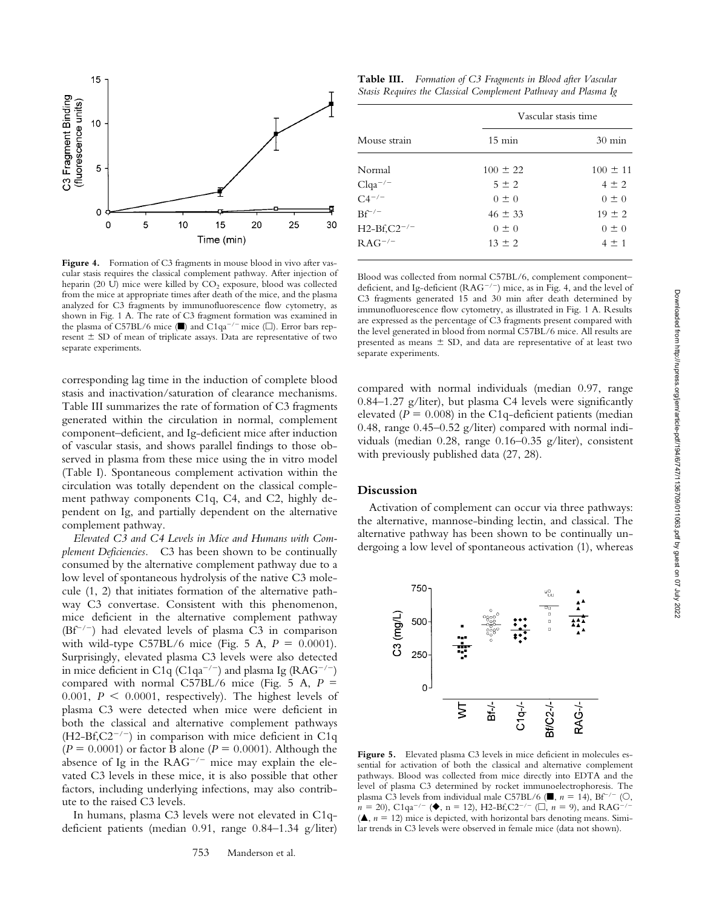**Figure 4.** Formation of C3 fragments in mouse blood in vivo after vascular stasis requires the classical complement pathway. After injection of heparin (20 U) mice were killed by $CO_2$ exposure, blood was collected from the mice at appropriate times after death of the mice, and the plasma analyzed for C3 fragments by immunofluorescence flow cytometry, as shown in Fig. 1 A. The rate of C3 fragment formation was examined in the plasma of C57BL/6 mice (■) and C1qa$^{-/-}$ mice (□). Error bars represent ± SD of mean of triplicate assays. Data are representative of two separate experiments.

**Table III.** *Formation of C3 Fragments in Blood after Vascular Stasis Requires the Classical Complement Pathway and Plasma Ig*

| Mouse strain | Vascular stasis time | |
|---|---|---|
| | 15 min | 30 min |
| Normal | 100 ± 22 | 100 ± 11 |
| Clqa$^{-/-}$ | 5 ± 2 | 4 ± 2 |
| C4$^{-/-}$ | 0 ± 0 | 0 ± 0 |
| Bf$^{-/-}$ | 46 ± 33 | 19 ± 2 |
| H2-Bf,C2$^{-/-}$ | 0 ± 0 | 0 ± 0 |
| RAG$^{-/-}$ | 13 ± 2 | 4 ± 1 |

Blood was collected from normal C57BL/6, complement component–deficient, and Ig-deficient (RAG$^{-/-}$) mice, as in Fig. 4, and the level of C3 fragments generated 15 and 30 min after death determined by immunofluorescence flow cytometry, as illustrated in Fig. 1 A. Results are expressed as the percentage of C3 fragments present compared with the level generated in blood from normal C57BL/6 mice. All results are presented as means ± SD, and data are representative of at least two separate experiments.

corresponding lag time in the induction of complete blood stasis and inactivation/saturation of clearance mechanisms. Table III summarizes the rate of formation of C3 fragments generated within the circulation in normal, complement component–deficient, and Ig-deficient mice after induction of vascular stasis, and shows parallel findings to those observed in plasma from these mice using the in vitro model (Table I). Spontaneous complement activation within the circulation was totally dependent on the classical complement pathway components C1q, C4, and C2, highly dependent on Ig, and partially dependent on the alternative complement pathway.

*Elevated C3 and C4 Levels in Mice and Humans with Complement Deficiencies.* C3 has been shown to be continually consumed by the alternative complement pathway due to a low level of spontaneous hydrolysis of the native C3 molecule (1, 2) that initiates formation of the alternative pathway C3 convertase. Consistent with this phenomenon, mice deficient in the alternative complement pathway (Bf$^{-/-}$) had elevated levels of plasma C3 in comparison with wild-type C57BL/6 mice (Fig. 5 A, $P = 0.0001$). Surprisingly, elevated plasma C3 levels were also detected in mice deficient in C1q (C1qa$^{-/-}$) and plasma Ig (RAG$^{-/-}$) compared with normal C57BL/6 mice (Fig. 5 A, $P = 0.001$, $P < 0.0001$, respectively). The highest levels of plasma C3 were detected when mice were deficient in both the classical and alternative complement pathways (H2-Bf,C2$^{-/-}$) in comparison with mice deficient in C1q ($P = 0.0001$) or factor B alone ($P = 0.0001$). Although the absence of Ig in the RAG$^{-/-}$ mice may explain the elevated C3 levels in these mice, it is also possible that other factors, including underlying infections, may also contribute to the raised C3 levels.

In humans, plasma C3 levels were not elevated in C1q-deficient patients (median 0.91, range 0.84–1.34 g/liter) compared with normal individuals (median 0.97, range 0.84–1.27 g/liter), but plasma C4 levels were significantly elevated ($P = 0.008$) in the C1q-deficient patients (median 0.48, range 0.45–0.52 g/liter) compared with normal individuals (median 0.28, range 0.16–0.35 g/liter), consistent with previously published data (27, 28).

## Discussion

Activation of complement can occur via three pathways: the alternative, mannose-binding lectin, and classical. The alternative pathway has been shown to be continually undergoing a low level of spontaneous activation (1), whereas

**Figure 5.** Elevated plasma C3 levels in mice deficient in molecules essential for activation of both the classical and alternative complement pathways. Blood was collected from mice directly into EDTA and the level of plasma C3 determined by rocket immunoelectrophoresis. The plasma C3 levels from individual male C57BL/6 (■, $n = 14$), Bf$^{-/-}$ (○, $n = 20$), C1qa$^{-/-}$ (◆, n = 12), H2-Bf,C2$^{-/-}$ (□, $n = 9$), and RAG$^{-/-}$ (▲, $n = 12$) mice is depicted, with horizontal bars denoting means. Similar trends in C3 levels were observed in female mice (data not shown).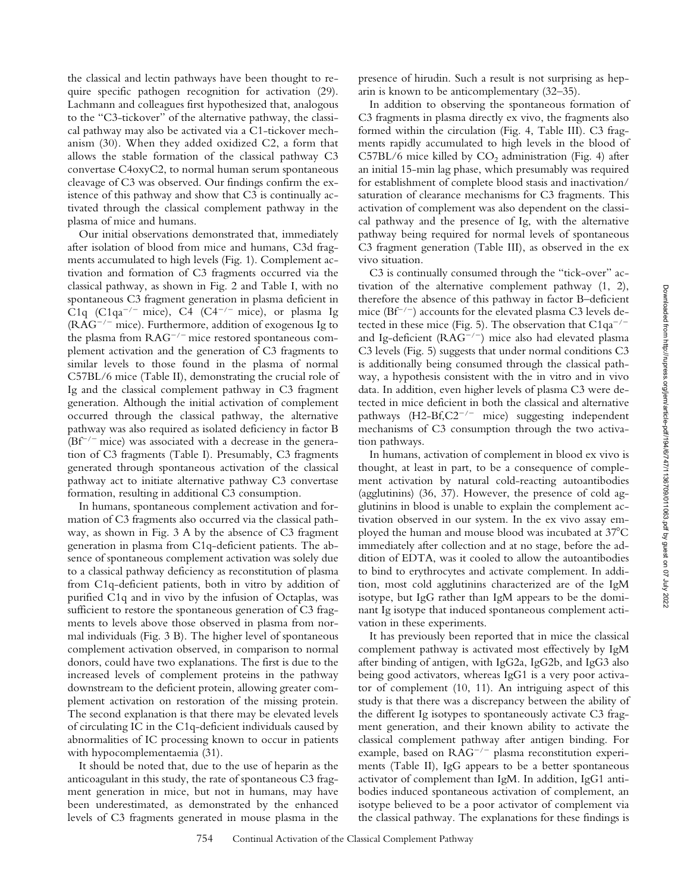the classical and lectin pathways have been thought to require specific pathogen recognition for activation (29). Lachmann and colleagues first hypothesized that, analogous to the "C3-tickover" of the alternative pathway, the classical pathway may also be activated via a C1-tickover mechanism (30). When they added oxidized C2, a form that allows the stable formation of the classical pathway C3 convertase C4oxyC2, to normal human serum spontaneous cleavage of C3 was observed. Our findings confirm the existence of this pathway and show that C3 is continually activated through the classical complement pathway in the plasma of mice and humans.

Our initial observations demonstrated that, immediately after isolation of blood from mice and humans, C3d fragments accumulated to high levels (Fig. 1). Complement activation and formation of C3 fragments occurred via the classical pathway, as shown in Fig. 2 and Table I, with no spontaneous C3 fragment generation in plasma deficient in C1q (C1qa$^{-/-}$ mice), C4 (C4$^{-/-}$ mice), or plasma Ig (RAG$^{-/-}$ mice). Furthermore, addition of exogenous Ig to the plasma from RAG$^{-/-}$ mice restored spontaneous complement activation and the generation of C3 fragments to similar levels to those found in the plasma of normal C57BL/6 mice (Table II), demonstrating the crucial role of Ig and the classical complement pathway in C3 fragment generation. Although the initial activation of complement occurred through the classical pathway, the alternative pathway was also required as isolated deficiency in factor B (Bf$^{-/-}$ mice) was associated with a decrease in the generation of C3 fragments (Table I). Presumably, C3 fragments generated through spontaneous activation of the classical pathway act to initiate alternative pathway C3 convertase formation, resulting in additional C3 consumption.

In humans, spontaneous complement activation and formation of C3 fragments also occurred via the classical pathway, as shown in Fig. 3 A by the absence of C3 fragment generation in plasma from C1q-deficient patients. The absence of spontaneous complement activation was solely due to a classical pathway deficiency as reconstitution of plasma from C1q-deficient patients, both in vitro by addition of purified C1q and in vivo by the infusion of Octaplas, was sufficient to restore the spontaneous generation of C3 fragments to levels above those observed in plasma from normal individuals (Fig. 3 B). The higher level of spontaneous complement activation observed, in comparison to normal donors, could have two explanations. The first is due to the increased levels of complement proteins in the pathway downstream to the deficient protein, allowing greater complement activation on restoration of the missing protein. The second explanation is that there may be elevated levels of circulating IC in the C1q-deficient individuals caused by abnormalities of IC processing known to occur in patients with hypocomplementaemia (31).

It should be noted that, due to the use of heparin as the anticoagulant in this study, the rate of spontaneous C3 fragment generation in mice, but not in humans, may have been underestimated, as demonstrated by the enhanced levels of C3 fragments generated in mouse plasma in the presence of hirudin. Such a result is not surprising as heparin is known to be anticomplementary (32–35).

In addition to observing the spontaneous formation of C3 fragments in plasma directly ex vivo, the fragments also formed within the circulation (Fig. 4, Table III). C3 fragments rapidly accumulated to high levels in the blood of C57BL/6 mice killed by $CO_2$ administration (Fig. 4) after an initial 15-min lag phase, which presumably was required for establishment of complete blood stasis and inactivation/saturation of clearance mechanisms for C3 fragments. This activation of complement was also dependent on the classical pathway and the presence of Ig, with the alternative pathway being required for normal levels of spontaneous C3 fragment generation (Table III), as observed in the ex vivo situation.

C3 is continually consumed through the "tick-over" activation of the alternative complement pathway (1, 2), therefore the absence of this pathway in factor B–deficient mice (Bf$^{-/-}$) accounts for the elevated plasma C3 levels detected in these mice (Fig. 5). The observation that C1qa$^{-/-}$ and Ig-deficient (RAG$^{-/-}$) mice also had elevated plasma C3 levels (Fig. 5) suggests that under normal conditions C3 is additionally being consumed through the classical pathway, a hypothesis consistent with the in vitro and in vivo data. In addition, even higher levels of plasma C3 were detected in mice deficient in both the classical and alternative pathways (H2-Bf,C2$^{-/-}$ mice) suggesting independent mechanisms of C3 consumption through the two activation pathways.

In humans, activation of complement in blood ex vivo is thought, at least in part, to be a consequence of complement activation by natural cold-reacting autoantibodies (agglutinins) (36, 37). However, the presence of cold agglutinins in blood is unable to explain the complement activation observed in our system. In the ex vivo assay employed the human and mouse blood was incubated at 37°C immediately after collection and at no stage, before the addition of EDTA, was it cooled to allow the autoantibodies to bind to erythrocytes and activate complement. In addition, most cold agglutinins characterized are of the IgM isotype, but IgG rather than IgM appears to be the dominant Ig isotype that induced spontaneous complement activation in these experiments.

It has previously been reported that in mice the classical complement pathway is activated most effectively by IgM after binding of antigen, with IgG2a, IgG2b, and IgG3 also being good activators, whereas IgG1 is a very poor activator of complement (10, 11). An intriguing aspect of this study is that there was a discrepancy between the ability of the different Ig isotypes to spontaneously activate C3 fragment generation, and their known ability to activate the classical complement pathway after antigen binding. For example, based on RAG$^{-/-}$ plasma reconstitution experiments (Table II), IgG appears to be a better spontaneous activator of complement than IgM. In addition, IgG1 antibodies induced spontaneous activation of complement, an isotype believed to be a poor activator of complement via the classical pathway. The explanations for these findings is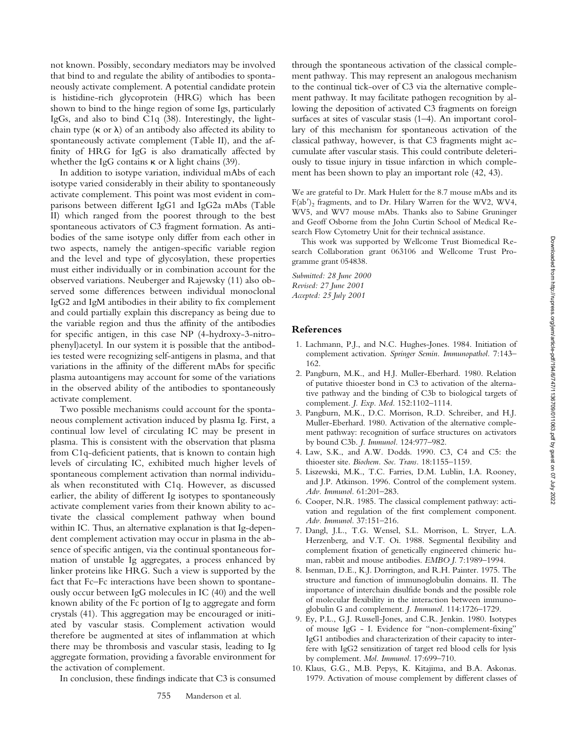not known. Possibly, secondary mediators may be involved that bind to and regulate the ability of antibodies to spontaneously activate complement. A potential candidate protein is histidine-rich glycoprotein (HRG) which has been shown to bind to the hinge region of some Igs, particularly IgGs, and also to bind C1q (38). Interestingly, the light-chain type (κ or λ) of an antibody also affected its ability to spontaneously activate complement (Table II), and the affinity of HRG for IgG is also dramatically affected by whether the IgG contains κ or λ light chains (39).

In addition to isotype variation, individual mAbs of each isotype varied considerably in their ability to spontaneously activate complement. This point was most evident in comparisons between different IgG1 and IgG2a mAbs (Table II) which ranged from the poorest through to the best spontaneous activators of C3 fragment formation. As antibodies of the same isotype only differ from each other in two aspects, namely the antigen-specific variable region and the level and type of glycosylation, these properties must either individually or in combination account for the observed variations. Neuberger and Rajewsky (11) also observed some differences between individual monoclonal IgG2 and IgM antibodies in their ability to fix complement and could partially explain this discrepancy as being due to the variable region and thus the affinity of the antibodies for specific antigen, in this case NP (4-hydroxy-3-nitrophenyl)acetyl. In our system it is possible that the antibodies tested were recognizing self-antigens in plasma, and that variations in the affinity of the different mAbs for specific plasma autoantigens may account for some of the variations in the observed ability of the antibodies to spontaneously activate complement.

Two possible mechanisms could account for the spontaneous complement activation induced by plasma Ig. First, a continual low level of circulating IC may be present in plasma. This is consistent with the observation that plasma from C1q-deficient patients, that is known to contain high levels of circulating IC, exhibited much higher levels of spontaneous complement activation than normal individuals when reconstituted with C1q. However, as discussed earlier, the ability of different Ig isotypes to spontaneously activate complement varies from their known ability to activate the classical complement pathway when bound within IC. Thus, an alternative explanation is that Ig-dependent complement activation may occur in plasma in the absence of specific antigen, via the continual spontaneous formation of unstable Ig aggregates, a process enhanced by linker proteins like HRG. Such a view is supported by the fact that Fc–Fc interactions have been shown to spontaneously occur between IgG molecules in IC (40) and the well known ability of the Fc portion of Ig to aggregate and form crystals (41). This aggregation may be encouraged or initiated by vascular stasis. Complement activation would therefore be augmented at sites of inflammation at which there may be thrombosis and vascular stasis, leading to Ig aggregate formation, providing a favorable environment for the activation of complement.

In conclusion, these findings indicate that C3 is consumed through the spontaneous activation of the classical complement pathway. This may represent an analogous mechanism to the continual tick-over of C3 via the alternative complement pathway. It may facilitate pathogen recognition by allowing the deposition of activated C3 fragments on foreign surfaces at sites of vascular stasis (1–4). An important corollary of this mechanism for spontaneous activation of the classical pathway, however, is that C3 fragments might accumulate after vascular stasis. This could contribute deleteriously to tissue injury in tissue infarction in which complement has been shown to play an important role (42, 43).

We are grateful to Dr. Mark Hulett for the 8.7 mouse mAbs and its $F(ab')_2$ fragments, and to Dr. Hilary Warren for the WV2, WV4, WV5, and WV7 mouse mAbs. Thanks also to Sabine Gruninger and Geoff Osborne from the John Curtin School of Medical Research Flow Cytometry Unit for their technical assistance.

This work was supported by Wellcome Trust Biomedical Research Collaboration grant 063106 and Wellcome Trust Programme grant 054838.

*Submitted: 28 June 2000*
*Revised: 27 June 2001*
*Accepted: 25 July 2001*

## References

1. Lachmann, P.J., and N.C. Hughes-Jones. 1984. Initiation of complement activation. *Springer Semin. Immunopathol.* 7:143–162.
2. Pangburn, M.K., and H.J. Muller-Eberhard. 1980. Relation of putative thioester bond in C3 to activation of the alternative pathway and the binding of C3b to biological targets of complement. *J. Exp. Med.* 152:1102–1114.
3. Pangburn, M.K., D.C. Morrison, R.D. Schreiber, and H.J. Muller-Eberhard. 1980. Activation of the alternative complement pathway: recognition of surface structures on activators by bound C3b. *J. Immunol.* 124:977–982.
4. Law, S.K., and A.W. Dodds. 1990. C3, C4 and C5: the thioester site. *Biochem. Soc. Trans.* 18:1155–1159.
5. Liszewski, M.K., T.C. Farries, D.M. Lublin, I.A. Rooney, and J.P. Atkinson. 1996. Control of the complement system. *Adv. Immunol.* 61:201–283.
6. Cooper, N.R. 1985. The classical complement pathway: activation and regulation of the first complement component. *Adv. Immunol.* 37:151–216.
7. Dangl, J.L., T.G. Wensel, S.L. Morrison, L. Stryer, L.A. Herzenberg, and V.T. Oi. 1988. Segmental flexibility and complement fixation of genetically engineered chimeric human, rabbit and mouse antibodies. *EMBO J.* 7:1989–1994.
8. Isenman, D.E., K.J. Dorrington, and R.H. Painter. 1975. The structure and function of immunoglobulin domains. II. The importance of interchain disulfide bonds and the possible role of molecular flexibility in the interaction between immunoglobulin G and complement. *J. Immunol.* 114:1726–1729.
9. Ey, P.L., G.J. Russell-Jones, and C.R. Jenkin. 1980. Isotypes of mouse IgG - I. Evidence for "non-complement-fixing" IgG1 antibodies and characterization of their capacity to interfere with IgG2 sensitization of target red blood cells for lysis by complement. *Mol. Immunol.* 17:699–710.
10. Klaus, G.G., M.B. Pepys, K. Kitajima, and B.A. Askonas. 1979. Activation of mouse complement by different classes of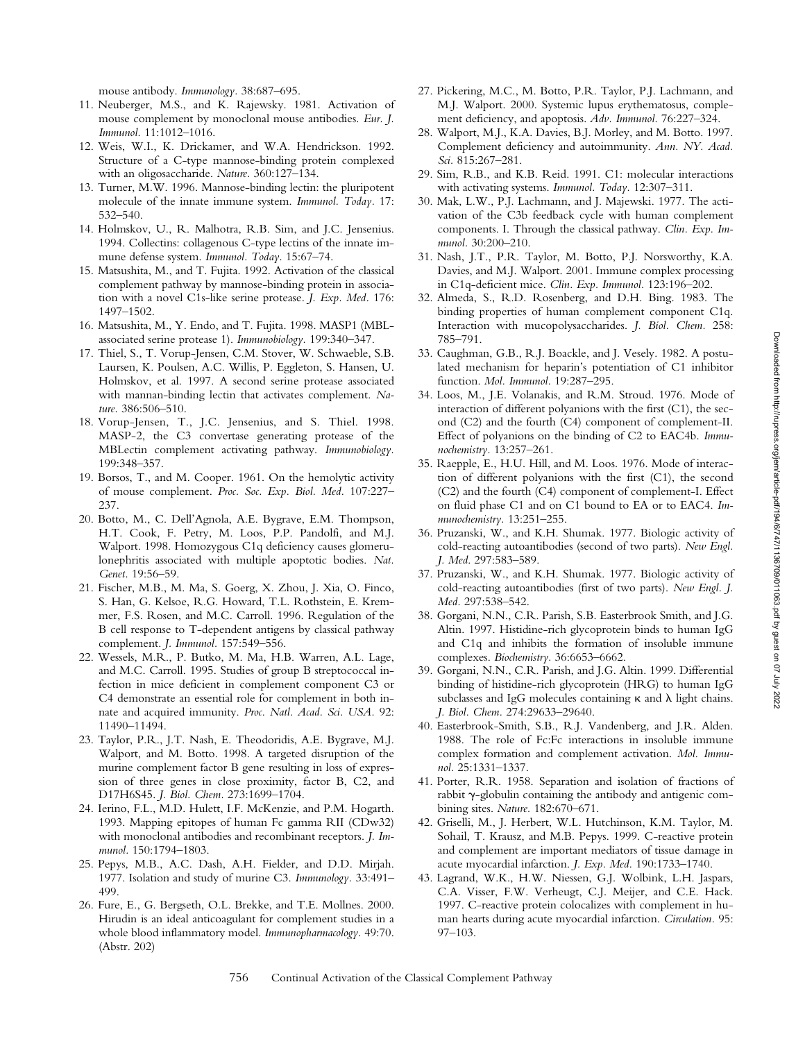mouse antibody. *Immunology.* 38:687–695.

11. Neuberger, M.S., and K. Rajewsky. 1981. Activation of mouse complement by monoclonal mouse antibodies. *Eur. J. Immunol.* 11:1012–1016.
12. Weis, W.I., K. Drickamer, and W.A. Hendrickson. 1992. Structure of a C-type mannose-binding protein complexed with an oligosaccharide. *Nature.* 360:127–134.
13. Turner, M.W. 1996. Mannose-binding lectin: the pluripotent molecule of the innate immune system. *Immunol. Today.* 17: 532–540.
14. Holmskov, U., R. Malhotra, R.B. Sim, and J.C. Jensenius. 1994. Collectins: collagenous C-type lectins of the innate immune defense system. *Immunol. Today.* 15:67–74.
15. Matsushita, M., and T. Fujita. 1992. Activation of the classical complement pathway by mannose-binding protein in association with a novel C1s-like serine protease. *J. Exp. Med.* 176: 1497–1502.
16. Matsushita, M., Y. Endo, and T. Fujita. 1998. MASP1 (MBL-associated serine protease 1). *Immunobiology.* 199:340–347.
17. Thiel, S., T. Vorup-Jensen, C.M. Stover, W. Schwaeble, S.B. Laursen, K. Poulsen, A.C. Willis, P. Eggleton, S. Hansen, U. Holmskov, et al. 1997. A second serine protease associated with mannan-binding lectin that activates complement. *Nature.* 386:506–510.
18. Vorup-Jensen, T., J.C. Jensenius, and S. Thiel. 1998. MASP-2, the C3 convertase generating protease of the MBLectin complement activating pathway. *Immunobiology.* 199:348–357.
19. Borsos, T., and M. Cooper. 1961. On the hemolytic activity of mouse complement. *Proc. Soc. Exp. Biol. Med.* 107:227–237.
20. Botto, M., C. Dell'Agnola, A.E. Bygrave, E.M. Thompson, H.T. Cook, F. Petry, M. Loos, P.P. Pandolfi, and M.J. Walport. 1998. Homozygous C1q deficiency causes glomerulonephritis associated with multiple apoptotic bodies. *Nat. Genet.* 19:56–59.
21. Fischer, M.B., M. Ma, S. Goerg, X. Zhou, J. Xia, O. Finco, S. Han, G. Kelsoe, R.G. Howard, T.L. Rothstein, E. Kremmer, F.S. Rosen, and M.C. Carroll. 1996. Regulation of the B cell response to T-dependent antigens by classical pathway complement. *J. Immunol.* 157:549–556.
22. Wessels, M.R., P. Butko, M. Ma, H.B. Warren, A.L. Lage, and M.C. Carroll. 1995. Studies of group B streptococcal infection in mice deficient in complement component C3 or C4 demonstrate an essential role for complement in both innate and acquired immunity. *Proc. Natl. Acad. Sci. USA.* 92: 11490–11494.
23. Taylor, P.R., J.T. Nash, E. Theodoridis, A.E. Bygrave, M.J. Walport, and M. Botto. 1998. A targeted disruption of the murine complement factor B gene resulting in loss of expression of three genes in close proximity, factor B, C2, and D17H6S45. *J. Biol. Chem.* 273:1699–1704.
24. Ierino, F.L., M.D. Hulett, I.F. McKenzie, and P.M. Hogarth. 1993. Mapping epitopes of human Fc gamma RII (CDw32) with monoclonal antibodies and recombinant receptors. *J. Immunol.* 150:1794–1803.
25. Pepys, M.B., A.C. Dash, A.H. Fielder, and D.D. Mirjah. 1977. Isolation and study of murine C3. *Immunology.* 33:491–499.
26. Fure, E., G. Bergseth, O.L. Brekke, and T.E. Mollnes. 2000. Hirudin is an ideal anticoagulant for complement studies in a whole blood inflammatory model. *Immunopharmacology.* 49:70. (Abstr. 202)
27. Pickering, M.C., M. Botto, P.R. Taylor, P.J. Lachmann, and M.J. Walport. 2000. Systemic lupus erythematosus, complement deficiency, and apoptosis. *Adv. Immunol.* 76:227–324.
28. Walport, M.J., K.A. Davies, B.J. Morley, and M. Botto. 1997. Complement deficiency and autoimmunity. *Ann. NY. Acad. Sci.* 815:267–281.
29. Sim, R.B., and K.B. Reid. 1991. C1: molecular interactions with activating systems. *Immunol. Today.* 12:307–311.
30. Mak, L.W., P.J. Lachmann, and J. Majewski. 1977. The activation of the C3b feedback cycle with human complement components. I. Through the classical pathway. *Clin. Exp. Immunol.* 30:200–210.
31. Nash, J.T., P.R. Taylor, M. Botto, P.J. Norsworthy, K.A. Davies, and M.J. Walport. 2001. Immune complex processing in C1q-deficient mice. *Clin. Exp. Immunol.* 123:196–202.
32. Almeda, S., R.D. Rosenberg, and D.H. Bing. 1983. The binding properties of human complement component C1q. Interaction with mucopolysaccharides. *J. Biol. Chem.* 258: 785–791.
33. Caughman, G.B., R.J. Boackle, and J. Vesely. 1982. A postulated mechanism for heparin's potentiation of C1 inhibitor function. *Mol. Immunol.* 19:287–295.
34. Loos, M., J.E. Volanakis, and R.M. Stroud. 1976. Mode of interaction of different polyanions with the first (C1), the second (C2) and the fourth (C4) component of complement-II. Effect of polyanions on the binding of C2 to EAC4b. *Immunochemistry.* 13:257–261.
35. Raepple, E., H.U. Hill, and M. Loos. 1976. Mode of interaction of different polyanions with the first (C1), the second (C2) and the fourth (C4) component of complement-I. Effect on fluid phase C1 and on C1 bound to EA or to EAC4. *Immunochemistry.* 13:251–255.
36. Pruzanski, W., and K.H. Shumak. 1977. Biologic activity of cold-reacting autoantibodies (second of two parts). *New Engl. J. Med.* 297:583–589.
37. Pruzanski, W., and K.H. Shumak. 1977. Biologic activity of cold-reacting autoantibodies (first of two parts). *New Engl. J. Med.* 297:538–542.
38. Gorgani, N.N., C.R. Parish, S.B. Easterbrook Smith, and J.G. Altin. 1997. Histidine-rich glycoprotein binds to human IgG and C1q and inhibits the formation of insoluble immune complexes. *Biochemistry.* 36:6653–6662.
39. Gorgani, N.N., C.R. Parish, and J.G. Altin. 1999. Differential binding of histidine-rich glycoprotein (HRG) to human IgG subclasses and IgG molecules containing κ and λ light chains. *J. Biol. Chem.* 274:29633–29640.
40. Easterbrook-Smith, S.B., R.J. Vandenberg, and J.R. Alden. 1988. The role of Fc:Fc interactions in insoluble immune complex formation and complement activation. *Mol. Immunol.* 25:1331–1337.
41. Porter, R.R. 1958. Separation and isolation of fractions of rabbit γ-globulin containing the antibody and antigenic combining sites. *Nature.* 182:670–671.
42. Griselli, M., J. Herbert, W.L. Hutchinson, K.M. Taylor, M. Sohail, T. Krausz, and M.B. Pepys. 1999. C-reactive protein and complement are important mediators of tissue damage in acute myocardial infarction. *J. Exp. Med.* 190:1733–1740.
43. Lagrand, W.K., H.W. Niessen, G.J. Wolbink, L.H. Jaspars, C.A. Visser, F.W. Verheugt, C.J. Meijer, and C.E. Hack. 1997. C-reactive protein colocalizes with complement in human hearts during acute myocardial infarction. *Circulation.* 95: 97–103.